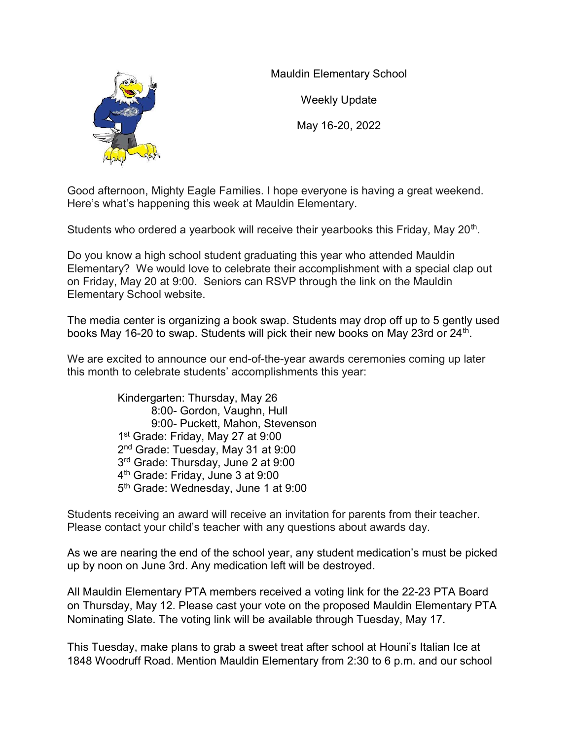Mauldin Elementary School

Weekly Update

May 16-20, 2022

Good afternoon, Mighty Eagle Families. I hope everyone is having a great weekend. Here's what's happening this week at Mauldin Elementary.

Students who ordered a yearbook will receive their yearbooks this Friday, May 20th.

Do you know a high school student graduating this year who attended Mauldin Elementary? We would love to celebrate their accomplishment with a special clap out on Friday, May 20 at 9:00. Seniors can RSVP through the link on the Mauldin Elementary School website.

The media center is organizing a book swap. Students may drop off up to 5 gently used books May 16-20 to swap. Students will pick their new books on May 23rd or 24th.

We are excited to announce our end-of-the-year awards ceremonies coming up later this month to celebrate students' accomplishments this year:

- Kindergarten: Thursday, May 26
    - 8:00- Gordon, Vaughn, Hull
    - 9:00- Puckett, Mahon, Stevenson
- 1st Grade: Friday, May 27 at 9:00
- 2nd Grade: Tuesday, May 31 at 9:00
- 3rd Grade: Thursday, June 2 at 9:00
- 4th Grade: Friday, June 3 at 9:00
- 5th Grade: Wednesday, June 1 at 9:00

Students receiving an award will receive an invitation for parents from their teacher. Please contact your child's teacher with any questions about awards day.

As we are nearing the end of the school year, any student medication's must be picked up by noon on June 3rd. Any medication left will be destroyed.

All Mauldin Elementary PTA members received a voting link for the 22-23 PTA Board on Thursday, May 12. Please cast your vote on the proposed Mauldin Elementary PTA Nominating Slate. The voting link will be available through Tuesday, May 17.

This Tuesday, make plans to grab a sweet treat after school at Houni's Italian Ice at 1848 Woodruff Road. Mention Mauldin Elementary from 2:30 to 6 p.m. and our school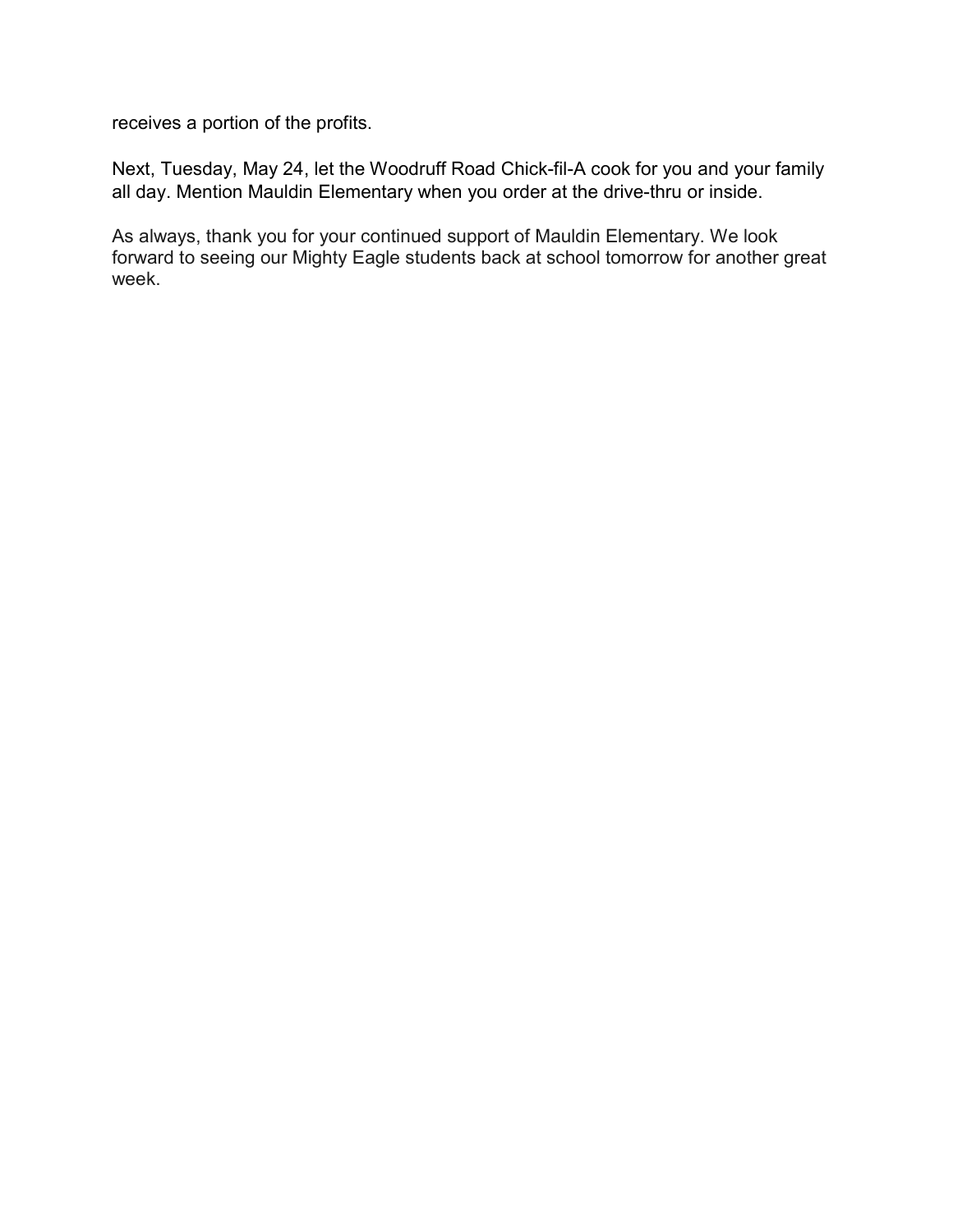receives a portion of the profits.

Next, Tuesday, May 24, let the Woodruff Road Chick-fil-A cook for you and your family all day. Mention Mauldin Elementary when you order at the drive-thru or inside.

As always, thank you for your continued support of Mauldin Elementary. We look forward to seeing our Mighty Eagle students back at school tomorrow for another great week.